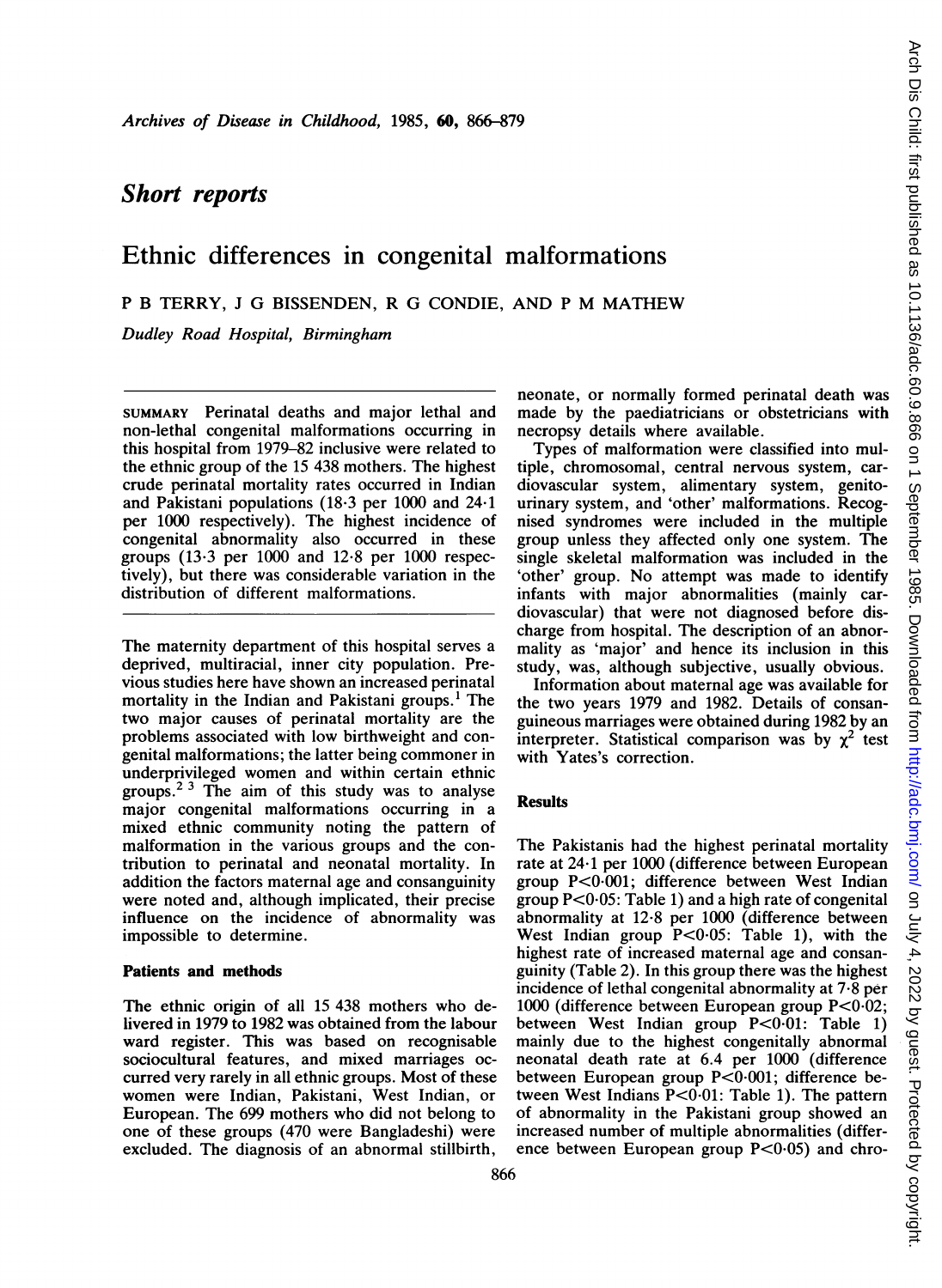## Short reports

# Ethnic differences in congenital malformations

P B TERRY, J G BISSENDEN, R G CONDIE, AND P M MATHEW

*Dudley Road Hospital, Birmingham*

SUMMARY Perinatal deaths and major lethal and non-lethal congenital malformations occurring in this hospital from 1979–82 inclusive were related to the ethnic group of the 15 438 mothers. The highest crude perinatal mortality rates occurred in Indian and Pakistani populations (18·3 per 1000 and 24·1 per 1000 respectively). The highest incidence of congenital abnormality also occurred in these groups (13·3 per 1000 and 12·8 per 1000 respectively), but there was considerable variation in the distribution of different malformations.

The maternity department of this hospital serves a deprived, multiracial, inner city population. Previous studies here have shown an increased perinatal mortality in the Indian and Pakistani groups.[1] The two major causes of perinatal mortality are the problems associated with low birthweight and congenital malformations; the latter being commoner in underprivileged women and within certain ethnic groups.[2 3] The aim of this study was to analyse major congenital malformations occurring in a mixed ethnic community noting the pattern of malformation in the various groups and the contribution to perinatal and neonatal mortality. In addition the factors maternal age and consanguinity were noted and, although implicated, their precise influence on the incidence of abnormality was impossible to determine.

### Patients and methods

The ethnic origin of all 15 438 mothers who delivered in 1979 to 1982 was obtained from the labour ward register. This was based on recognisable sociocultural features, and mixed marriages occurred very rarely in all ethnic groups. Most of these women were Indian, Pakistani, West Indian, or European. The 699 mothers who did not belong to one of these groups (470 were Bangladeshi) were excluded. The diagnosis of an abnormal stillbirth, neonate, or normally formed perinatal death was made by the paediatricians or obstetricians with necropsy details where available.

Types of malformation were classified into multiple, chromosomal, central nervous system, cardiovascular system, alimentary system, genitourinary system, and 'other' malformations. Recognised syndromes were included in the multiple group unless they affected only one system. The single skeletal malformation was included in the 'other' group. No attempt was made to identify infants with major abnormalities (mainly cardiovascular) that were not diagnosed before discharge from hospital. The description of an abnormality as 'major' and hence its inclusion in this study, was, although subjective, usually obvious.

Information about maternal age was available for the two years 1979 and 1982. Details of consanguineous marriages were obtained during 1982 by an interpreter. Statistical comparison was by $\chi^2$ test with Yates's correction.

### Results

The Pakistanis had the highest perinatal mortality rate at 24·1 per 1000 (difference between European group $P<0·001$; difference between West Indian group $P<0·05$: Table 1) and a high rate of congenital abnormality at 12·8 per 1000 (difference between West Indian group $P<0·05$: Table 1), with the highest rate of increased maternal age and consanguinity (Table 2). In this group there was the highest incidence of lethal congenital abnormality at 7·8 per 1000 (difference between European group $P<0·02$; between West Indian group $P<0·01$: Table 1) mainly due to the highest congenitally abnormal neonatal death rate at 6.4 per 1000 (difference between European group $P<0·001$; difference between West Indians $P<0·01$: Table 1). The pattern of abnormality in the Pakistani group showed an increased number of multiple abnormalities (difference between European group $P<0·05$) and chro-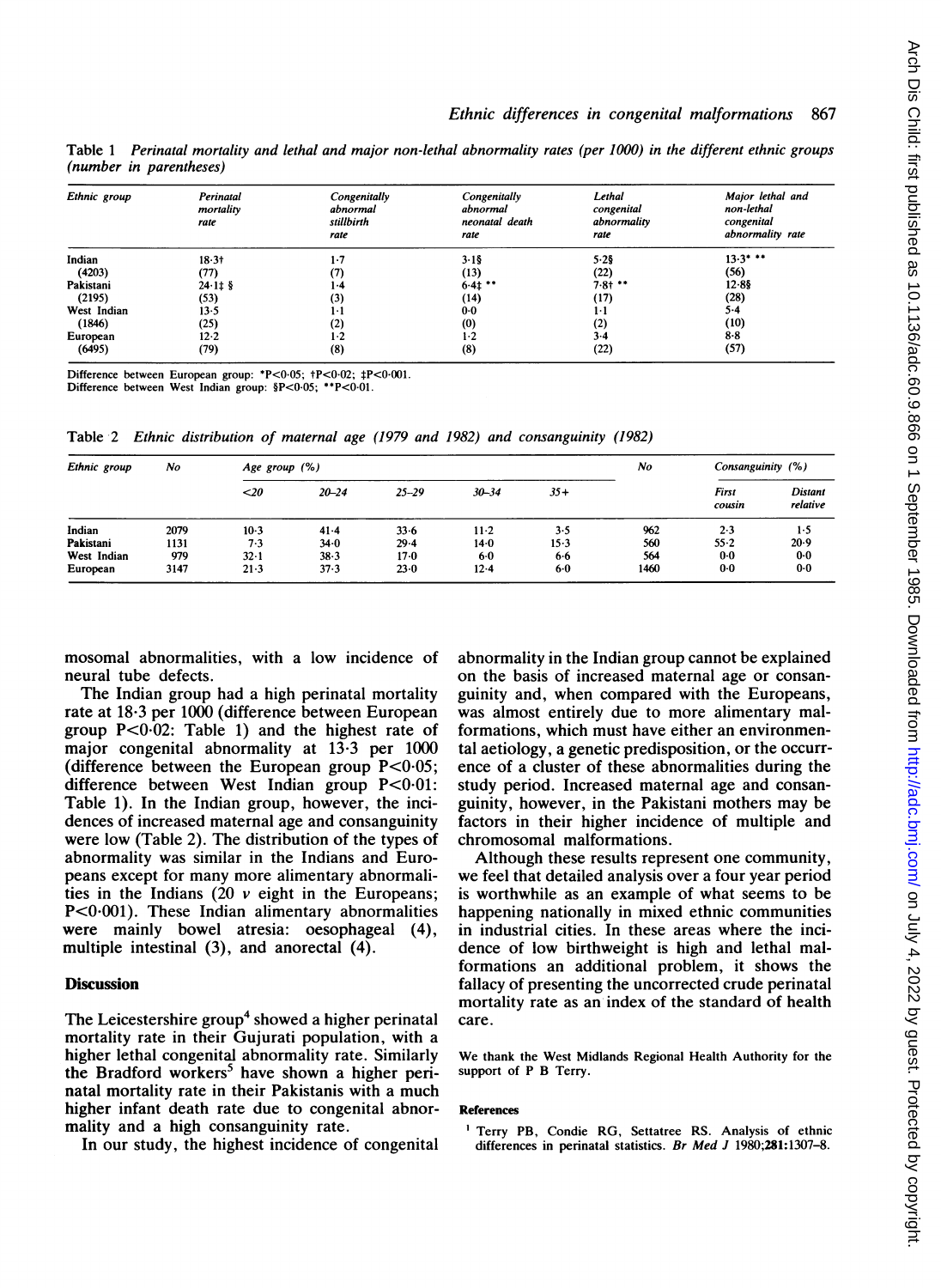Table 1 *Perinatal mortality and lethal and major non-lethal abnormality rates (per 1000) in the different ethnic groups (number in parentheses)*

| Ethnic group | Perinatal mortality rate | Congenitally abnormal stillbirth rate | Congenitally abnormal neonatal death rate | Lethal congenital abnormality rate | Major lethal and non-lethal congenital abnormality rate |
|---|---|---|---|---|---|
| Indian | 18·3† | 1·7 | 3·1§ | 5·2§ | 13·3* ** |
| (4203) | (77) | (7) | (13) | (22) | (56) |
| Pakistani | 24·1‡ § | 1·4 | 6·4‡ ** | 7·8† ** | 12·8§ |
| (2195) | (53) | (3) | (14) | (17) | (28) |
| West Indian | 13·5 | 1·1 | 0·0 | 1·1 | 5·4 |
| (1846) | (25) | (2) | (0) | (2) | (10) |
| European | 12·2 | 1·2 | 1·2 | 3·4 | 8·8 |
| (6495) | (79) | (8) | (8) | (22) | (57) |

Difference between European group: *P<0·05; †P<0·02; ‡P<0·001.
Difference between West Indian group: §P<0·05; **P<0·01.

Table 2 *Ethnic distribution of maternal age (1979 and 1982) and consanguinity (1982)*

| Ethnic group | No | Age group (%) | | | | | No | Consanguinity (%) | |
|---|---|---|---|---|---|---|---|---|---|
| | | <20 | 20–24 | 25–29 | 30–34 | 35+ | | First cousin | Distant relative |
| Indian | 2079 | 10·3 | 41·4 | 33·6 | 11·2 | 3·5 | 962 | 2·3 | 1·5 |
| Pakistani | 1131 | 7·3 | 34·0 | 29·4 | 14·0 | 15·3 | 560 | 55·2 | 20·9 |
| West Indian | 979 | 32·1 | 38·3 | 17·0 | 6·0 | 6·6 | 564 | 0·0 | 0·0 |
| European | 3147 | 21·3 | 37·3 | 23·0 | 12·4 | 6·0 | 1460 | 0·0 | 0·0 |

mosomal abnormalities, with a low incidence of neural tube defects.

The Indian group had a high perinatal mortality rate at 18·3 per 1000 (difference between European group P<0·02: Table 1) and the highest rate of major congenital abnormality at 13·3 per 1000 (difference between the European group P<0·05; difference between West Indian group P<0·01: Table 1). In the Indian group, however, the incidences of increased maternal age and consanguinity were low (Table 2). The distribution of the types of abnormality was similar in the Indians and Europeans except for many more alimentary abnormalities in the Indians (20 *v* eight in the Europeans; P<0·001). These Indian alimentary abnormalities were mainly bowel atresia: oesophageal (4), multiple intestinal (3), and anorectal (4).

## Discussion

The Leicestershire group[4] showed a higher perinatal mortality rate in their Gujurati population, with a higher lethal congenital abnormality rate. Similarly the Bradford workers[5] have shown a higher perinatal mortality rate in their Pakistanis with a much higher infant death rate due to congenital abnormality and a high consanguinity rate.

In our study, the highest incidence of congenital abnormality in the Indian group cannot be explained on the basis of increased maternal age or consanguinity and, when compared with the Europeans, was almost entirely due to more alimentary malformations, which must have either an environmental aetiology, a genetic predisposition, or the occurrence of a cluster of these abnormalities during the study period. Increased maternal age and consanguinity, however, in the Pakistani mothers may be factors in their higher incidence of multiple and chromosomal malformations.

Although these results represent one community, we feel that detailed analysis over a four year period is worthwhile as an example of what seems to be happening nationally in mixed ethnic communities in industrial cities. In these areas where the incidence of low birthweight is high and lethal malformations an additional problem, it shows the fallacy of presenting the uncorrected crude perinatal mortality rate as an index of the standard of health care.

We thank the West Midlands Regional Health Authority for the support of P B Terry.

### References

[1] Terry PB, Condie RG, Settatree RS. Analysis of ethnic differences in perinatal statistics. *Br Med J* 1980;**281**:1307–8.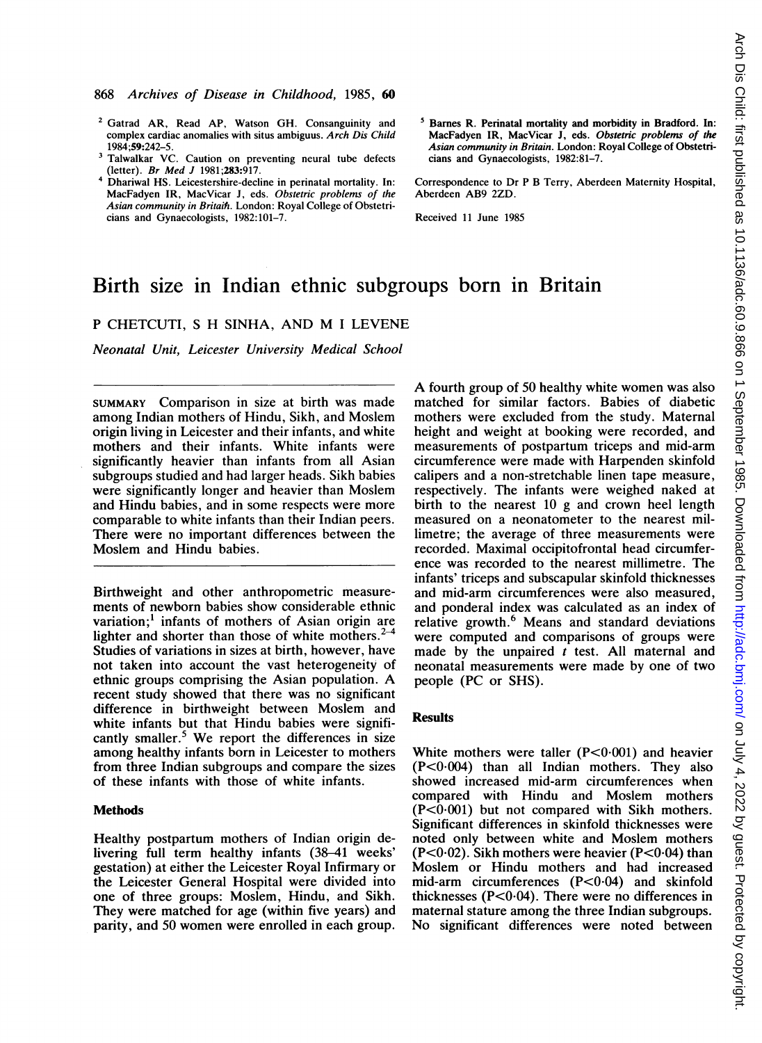[2] Gatrad AR, Read AP, Watson GH. Consanguinity and complex cardiac anomalies with situs ambiguus. *Arch Dis Child* 1984;**59**:242–5.

[3] Talwalkar VC. Caution on preventing neural tube defects (letter). *Br Med J* 1981;**283**:917.

[4] Dhariwal HS. Leicestershire-decline in perinatal mortality. In: MacFadyen IR, MacVicar J, eds. *Obstetric problems of the Asian community in Britain*. London: Royal College of Obstetricians and Gynaecologists, 1982:101–7.

[5] Barnes R. Perinatal mortality and morbidity in Bradford. In: MacFadyen IR, MacVicar J, eds. *Obstetric problems of the Asian community in Britain*. London: Royal College of Obstetricians and Gynaecologists, 1982:81–7.

Correspondence to Dr P B Terry, Aberdeen Maternity Hospital, Aberdeen AB9 2ZD.

Received 11 June 1985

# Birth size in Indian ethnic subgroups born in Britain

P CHETCUTI, S H SINHA, AND M I LEVENE

*Neonatal Unit, Leicester University Medical School*

SUMMARY Comparison in size at birth was made among Indian mothers of Hindu, Sikh, and Moslem origin living in Leicester and their infants, and white mothers and their infants. White infants were significantly heavier than infants from all Asian subgroups studied and had larger heads. Sikh babies were significantly longer and heavier than Moslem and Hindu babies, and in some respects were more comparable to white infants than their Indian peers. There were no important differences between the Moslem and Hindu babies.

Birthweight and other anthropometric measurements of newborn babies show considerable ethnic variation;[1] infants of mothers of Asian origin are lighter and shorter than those of white mothers.[2–4] Studies of variations in sizes at birth, however, have not taken into account the vast heterogeneity of ethnic groups comprising the Asian population. A recent study showed that there was no significant difference in birthweight between Moslem and white infants but that Hindu babies were significantly smaller.[5] We report the differences in size among healthy infants born in Leicester to mothers from three Indian subgroups and compare the sizes of these infants with those of white infants.

## Methods

Healthy postpartum mothers of Indian origin delivering full term healthy infants (38–41 weeks' gestation) at either the Leicester Royal Infirmary or the Leicester General Hospital were divided into one of three groups: Moslem, Hindu, and Sikh. They were matched for age (within five years) and parity, and 50 women were enrolled in each group. A fourth group of 50 healthy white women was also matched for similar factors. Babies of diabetic mothers were excluded from the study. Maternal height and weight at booking were recorded, and measurements of postpartum triceps and mid-arm circumference were made with Harpenden skinfold calipers and a non-stretchable linen tape measure, respectively. The infants were weighed naked at birth to the nearest 10 g and crown heel length measured on a neonatometer to the nearest millimetre; the average of three measurements were recorded. Maximal occipitofrontal head circumference was recorded to the nearest millimetre. The infants' triceps and subscapular skinfold thicknesses and mid-arm circumferences were also measured, and ponderal index was calculated as an index of relative growth.[6] Means and standard deviations were computed and comparisons of groups were made by the unpaired $t$ test. All maternal and neonatal measurements were made by one of two people (PC or SHS).

## Results

White mothers were taller ($P<0.001$) and heavier ($P<0.004$) than all Indian mothers. They also showed increased mid-arm circumferences when compared with Hindu and Moslem mothers ($P<0.001$) but not compared with Sikh mothers. Significant differences in skinfold thicknesses were noted only between white and Moslem mothers ($P<0.02$). Sikh mothers were heavier ($P<0.04$) than Moslem or Hindu mothers and had increased mid-arm circumferences ($P<0.04$) and skinfold thicknesses ($P<0.04$). There were no differences in maternal stature among the three Indian subgroups. No significant differences were noted between